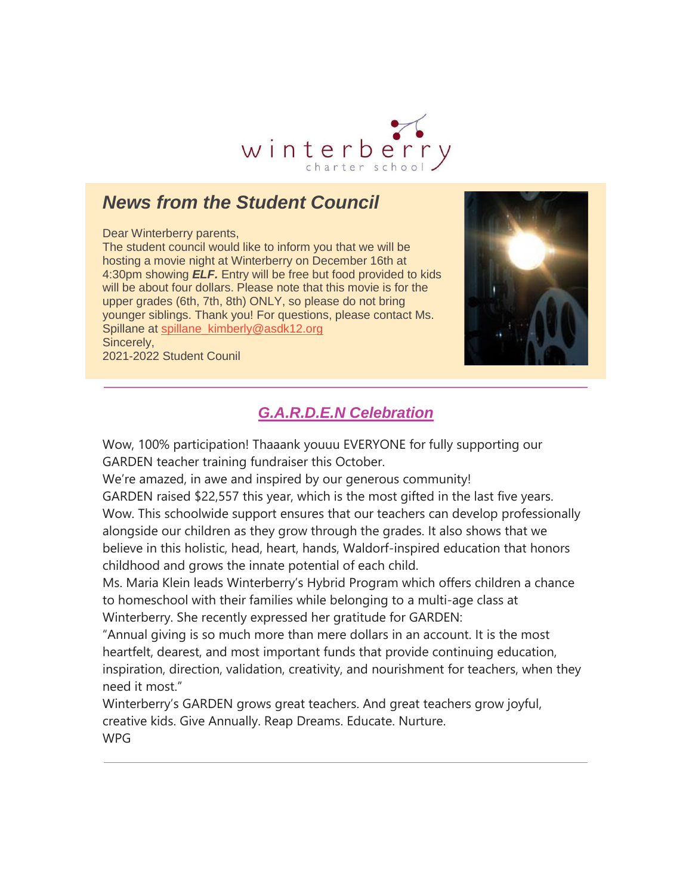winterberry
charter school

## *News from the Student Council*

Dear Winterberry parents,
The student council would like to inform you that we will be hosting a movie night at Winterberry on December 16th at 4:30pm showing ***ELF.*** Entry will be free but food provided to kids will be about four dollars. Please note that this movie is for the upper grades (6th, 7th, 8th) ONLY, so please do not bring younger siblings. Thank you! For questions, please contact Ms. Spillane at spillane_kimberly@asdk12.org
Sincerely,
2021-2022 Student Counil

---

## *G.A.R.D.E.N Celebration*

Wow, 100% participation! Thaaank youuu EVERYONE for fully supporting our GARDEN teacher training fundraiser this October.
We're amazed, in awe and inspired by our generous community!
GARDEN raised $22,557 this year, which is the most gifted in the last five years. Wow. This schoolwide support ensures that our teachers can develop professionally alongside our children as they grow through the grades. It also shows that we believe in this holistic, head, heart, hands, Waldorf-inspired education that honors childhood and grows the innate potential of each child.
Ms. Maria Klein leads Winterberry's Hybrid Program which offers children a chance to homeschool with their families while belonging to a multi-age class at Winterberry. She recently expressed her gratitude for GARDEN:
"Annual giving is so much more than mere dollars in an account. It is the most heartfelt, dearest, and most important funds that provide continuing education, inspiration, direction, validation, creativity, and nourishment for teachers, when they need it most."
Winterberry's GARDEN grows great teachers. And great teachers grow joyful, creative kids. Give Annually. Reap Dreams. Educate. Nurture.
WPG

---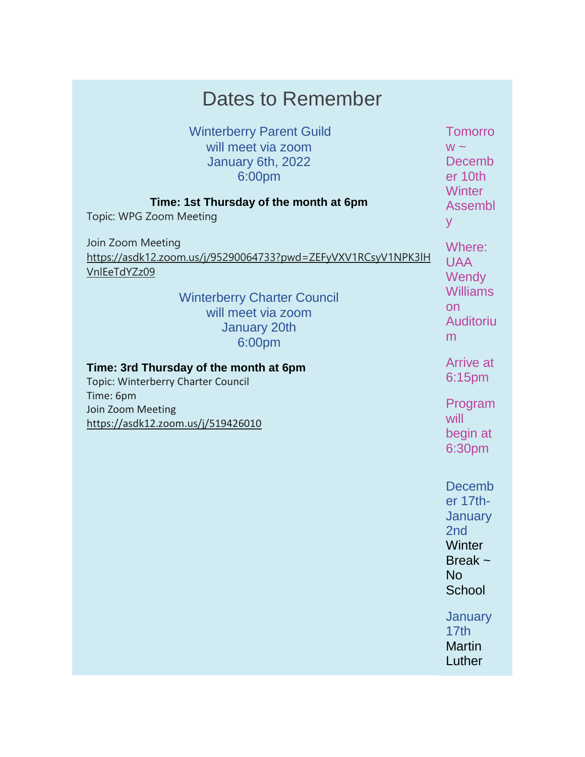# Dates to Remember

Winterberry Parent Guild
will meet via zoom
January 6th, 2022
6:00pm

**Time: 1st Thursday of the month at 6pm**

Topic: WPG Zoom Meeting

Join Zoom Meeting
https://asdk12.zoom.us/j/95290064733?pwd=ZEFyVXV1RCsyV1NPK3lHVnlEeTdYZz09

Winterberry Charter Council
will meet via zoom
January 20th
6:00pm

**Time: 3rd Thursday of the month at 6pm**

Topic: Winterberry Charter Council
Time: 6pm
Join Zoom Meeting
https://asdk12.zoom.us/j/519426010

Tomorrow ~ December 10th Winter Assembly

Where: UAA Wendy Williamson Auditorium

Arrive at 6:15pm

Program will begin at 6:30pm

December 17th-January 2nd Winter Break ~ No School

January 17th Martin Luther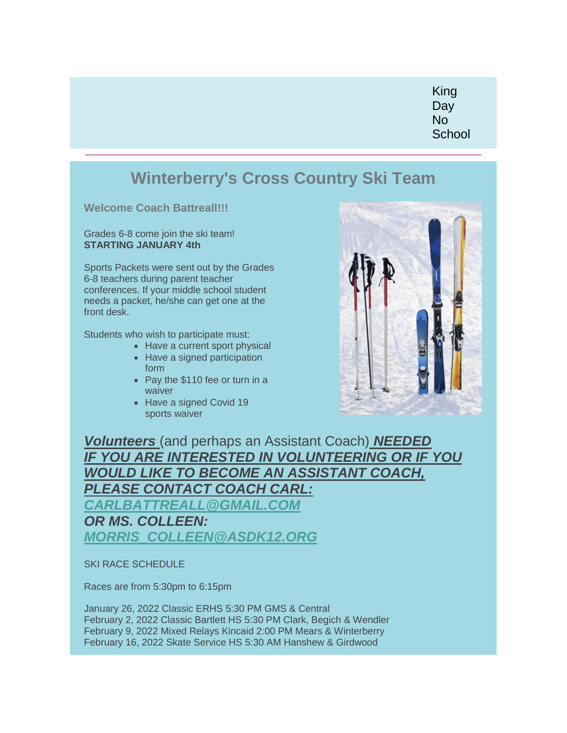King Day No School

# Winterberry's Cross Country Ski Team

**Welcome Coach Battreall!!!**

Grades 6-8 come join the ski team!
**STARTING JANUARY 4th**

Sports Packets were sent out by the Grades 6-8 teachers during parent teacher conferences. If your middle school student needs a packet, he/she can get one at the front desk.

Students who wish to participate must:

- Have a current sport physical
- Have a signed participation form
- Pay the $110 fee or turn in a waiver
- Have a signed Covid 19 sports waiver

***Volunteers*** (and perhaps an Assistant Coach) ***NEEDED***
***IF YOU ARE INTERESTED IN VOLUNTEERING OR IF YOU WOULD LIKE TO BECOME AN ASSISTANT COACH, PLEASE CONTACT COACH CARL:***
***CARLBATTREALL@GMAIL.COM***
***OR MS. COLLEEN:***
***MORRIS_COLLEEN@ASDK12.ORG***

SKI RACE SCHEDULE

Races are from 5:30pm to 6:15pm

January 26, 2022 Classic ERHS 5:30 PM GMS & Central
February 2, 2022 Classic Bartlett HS 5:30 PM Clark, Begich & Wendler
February 9, 2022 Mixed Relays Kincaid 2:00 PM Mears & Winterberry
February 16, 2022 Skate Service HS 5:30 AM Hanshew & Girdwood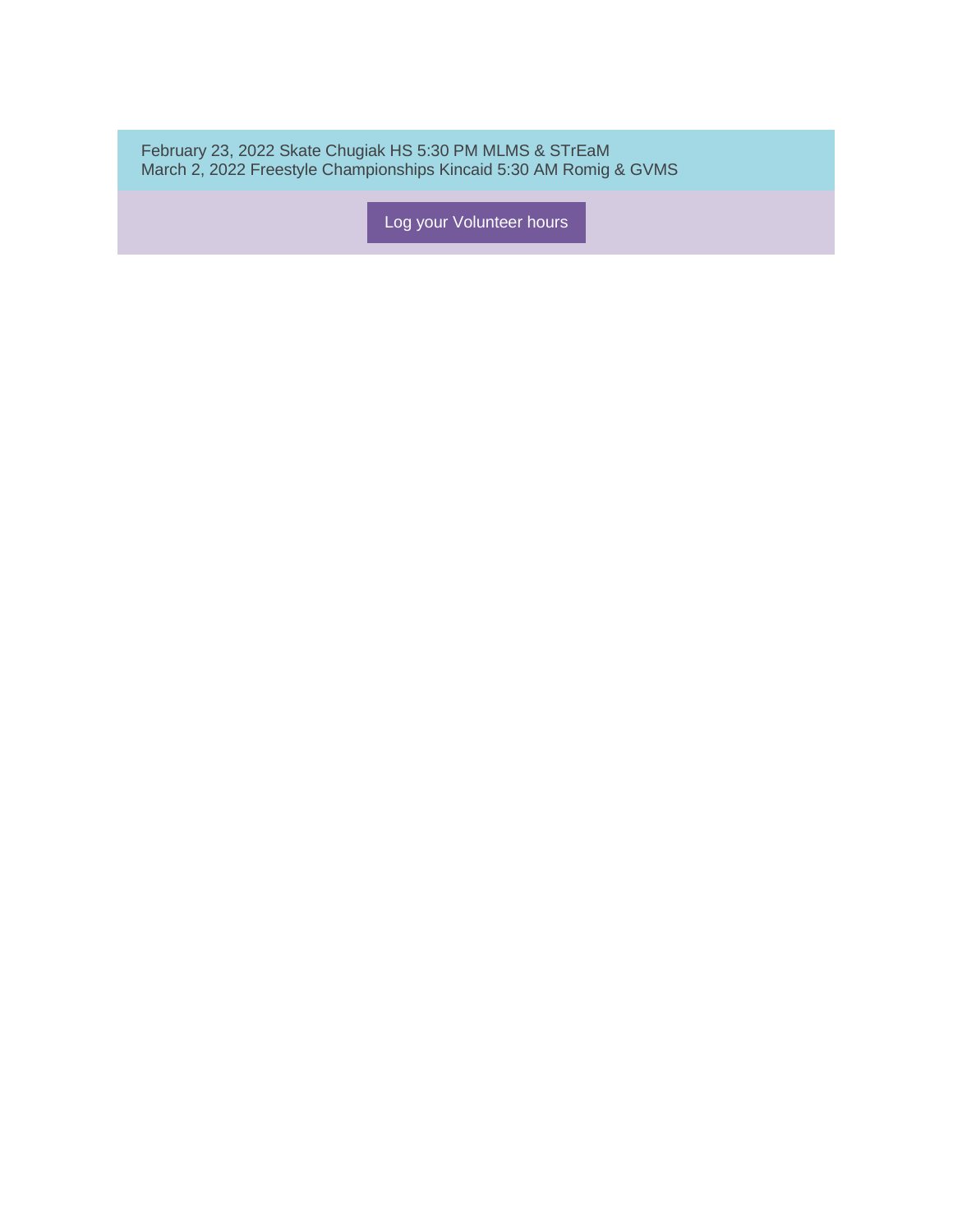February 23, 2022 Skate Chugiak HS 5:30 PM MLMS & STrEaM
March 2, 2022 Freestyle Championships Kincaid 5:30 AM Romig & GVMS

Log your Volunteer hours